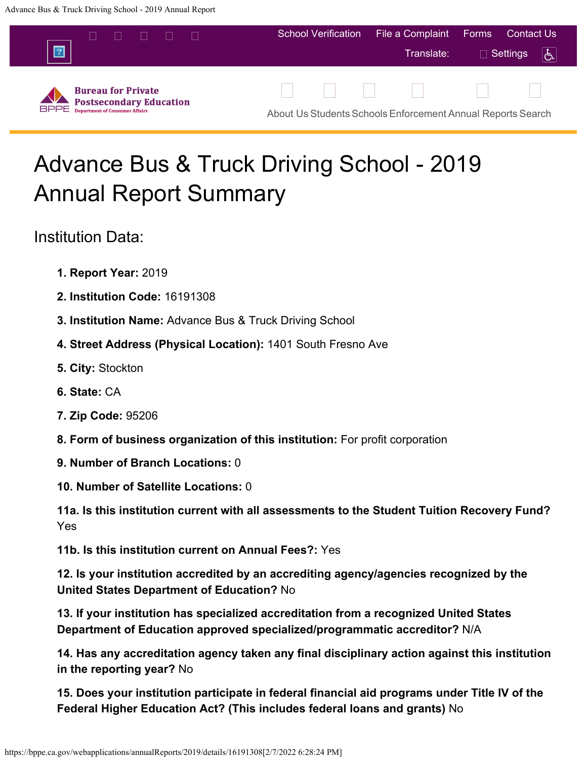# Advance Bus & Truck Driving School - 2019 Annual Report Summary

## Institution Data:

1. **Report Year:** 2019
2. **Institution Code:** 16191308
3. **Institution Name:** Advance Bus & Truck Driving School
4. **Street Address (Physical Location):** 1401 South Fresno Ave
5. **City:** Stockton
6. **State:** CA
7. **Zip Code:** 95206
8. **Form of business organization of this institution:** For profit corporation
9. **Number of Branch Locations:** 0
10. **Number of Satellite Locations:** 0

**11a. Is this institution current with all assessments to the Student Tuition Recovery Fund?** Yes

**11b. Is this institution current on Annual Fees?:** Yes

**12. Is your institution accredited by an accrediting agency/agencies recognized by the United States Department of Education?** No

**13. If your institution has specialized accreditation from a recognized United States Department of Education approved specialized/programmatic accreditor?** N/A

**14. Has any accreditation agency taken any final disciplinary action against this institution in the reporting year?** No

**15. Does your institution participate in federal financial aid programs under Title IV of the Federal Higher Education Act? (This includes federal loans and grants)** No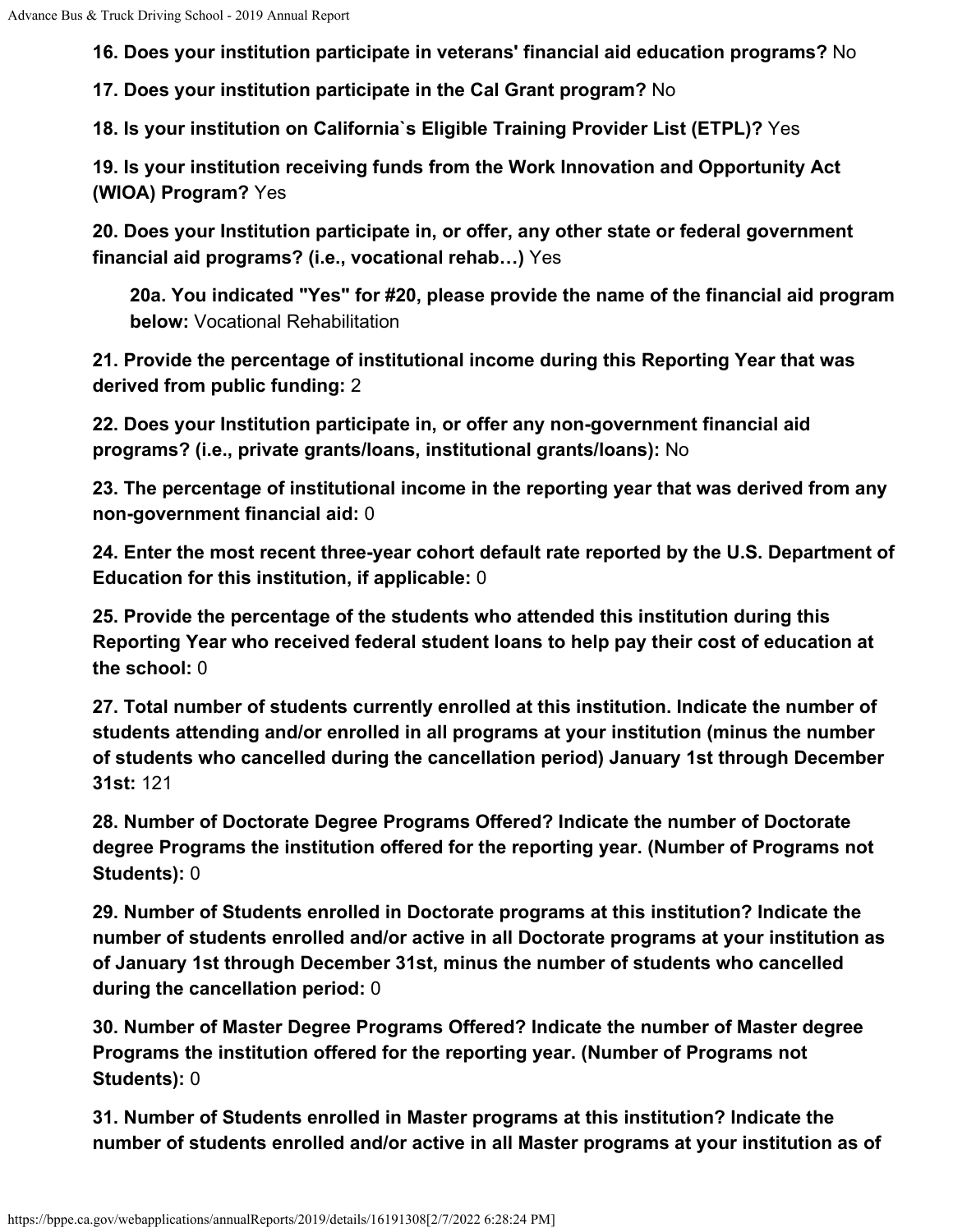**16. Does your institution participate in veterans' financial aid education programs?** No

**17. Does your institution participate in the Cal Grant program?** No

**18. Is your institution on California`s Eligible Training Provider List (ETPL)?** Yes

**19. Is your institution receiving funds from the Work Innovation and Opportunity Act (WIOA) Program?** Yes

**20. Does your Institution participate in, or offer, any other state or federal government financial aid programs? (i.e., vocational rehab…)** Yes

> **20a. You indicated "Yes" for #20, please provide the name of the financial aid program below:** Vocational Rehabilitation

**21. Provide the percentage of institutional income during this Reporting Year that was derived from public funding:** 2

**22. Does your Institution participate in, or offer any non-government financial aid programs? (i.e., private grants/loans, institutional grants/loans):** No

**23. The percentage of institutional income in the reporting year that was derived from any non-government financial aid:** 0

**24. Enter the most recent three-year cohort default rate reported by the U.S. Department of Education for this institution, if applicable:** 0

**25. Provide the percentage of the students who attended this institution during this Reporting Year who received federal student loans to help pay their cost of education at the school:** 0

**27. Total number of students currently enrolled at this institution. Indicate the number of students attending and/or enrolled in all programs at your institution (minus the number of students who cancelled during the cancellation period) January 1st through December 31st:** 121

**28. Number of Doctorate Degree Programs Offered? Indicate the number of Doctorate degree Programs the institution offered for the reporting year. (Number of Programs not Students):** 0

**29. Number of Students enrolled in Doctorate programs at this institution? Indicate the number of students enrolled and/or active in all Doctorate programs at your institution as of January 1st through December 31st, minus the number of students who cancelled during the cancellation period:** 0

**30. Number of Master Degree Programs Offered? Indicate the number of Master degree Programs the institution offered for the reporting year. (Number of Programs not Students):** 0

**31. Number of Students enrolled in Master programs at this institution? Indicate the number of students enrolled and/or active in all Master programs at your institution as of**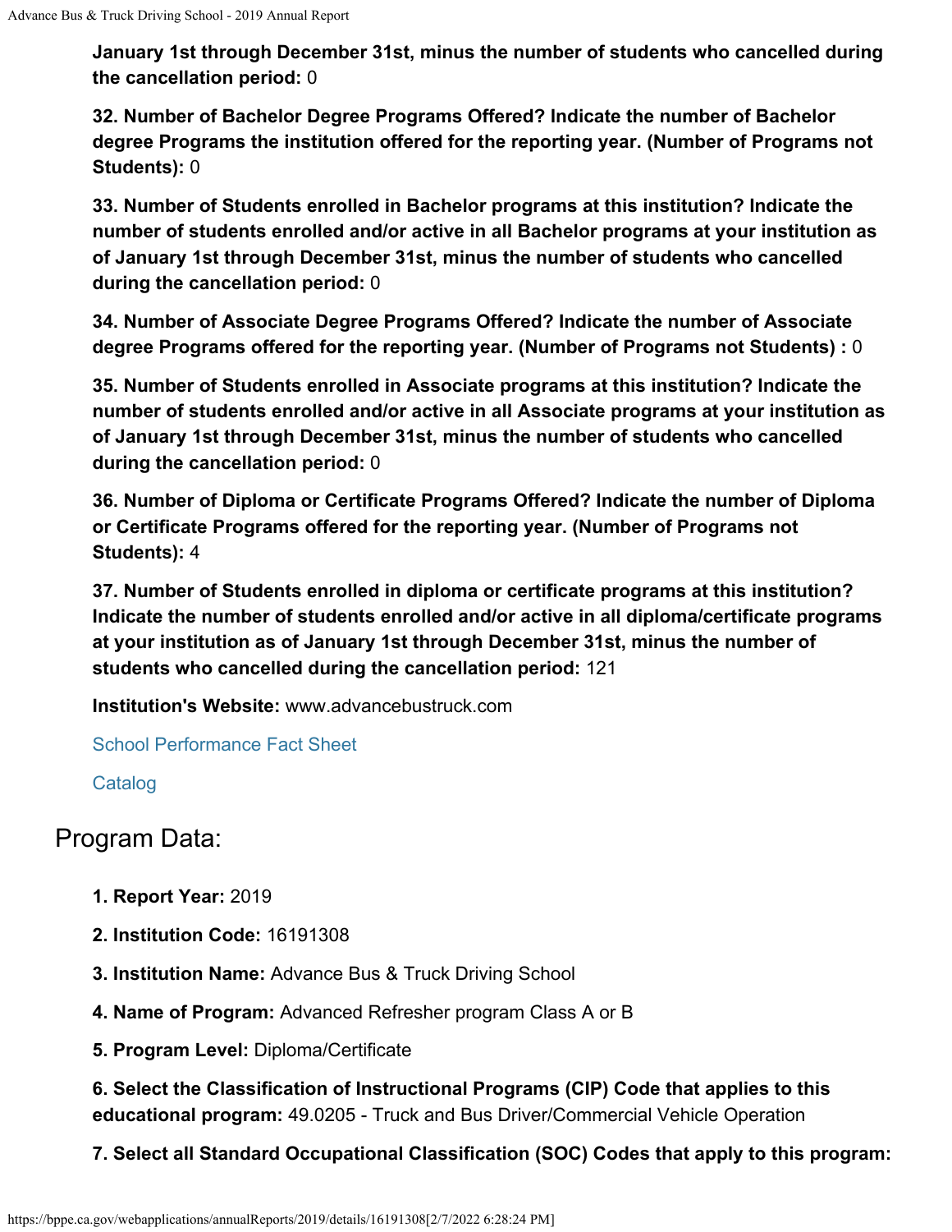**January 1st through December 31st, minus the number of students who cancelled during the cancellation period:** 0

**32. Number of Bachelor Degree Programs Offered? Indicate the number of Bachelor degree Programs the institution offered for the reporting year. (Number of Programs not Students):** 0

**33. Number of Students enrolled in Bachelor programs at this institution? Indicate the number of students enrolled and/or active in all Bachelor programs at your institution as of January 1st through December 31st, minus the number of students who cancelled during the cancellation period:** 0

**34. Number of Associate Degree Programs Offered? Indicate the number of Associate degree Programs offered for the reporting year. (Number of Programs not Students) :** 0

**35. Number of Students enrolled in Associate programs at this institution? Indicate the number of students enrolled and/or active in all Associate programs at your institution as of January 1st through December 31st, minus the number of students who cancelled during the cancellation period:** 0

**36. Number of Diploma or Certificate Programs Offered? Indicate the number of Diploma or Certificate Programs offered for the reporting year. (Number of Programs not Students):** 4

**37. Number of Students enrolled in diploma or certificate programs at this institution? Indicate the number of students enrolled and/or active in all diploma/certificate programs at your institution as of January 1st through December 31st, minus the number of students who cancelled during the cancellation period:** 121

**Institution's Website:** www.advancebustruck.com

School Performance Fact Sheet

Catalog

## Program Data:

**1. Report Year:** 2019

**2. Institution Code:** 16191308

**3. Institution Name:** Advance Bus & Truck Driving School

**4. Name of Program:** Advanced Refresher program Class A or B

**5. Program Level:** Diploma/Certificate

**6. Select the Classification of Instructional Programs (CIP) Code that applies to this educational program:** 49.0205 - Truck and Bus Driver/Commercial Vehicle Operation

**7. Select all Standard Occupational Classification (SOC) Codes that apply to this program:**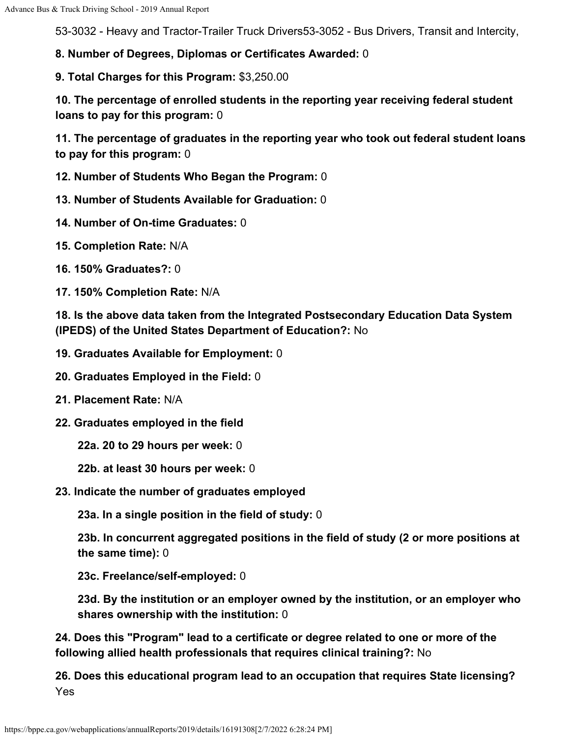53-3032 - Heavy and Tractor-Trailer Truck Drivers53-3052 - Bus Drivers, Transit and Intercity,

**8. Number of Degrees, Diplomas or Certificates Awarded:** 0

**9. Total Charges for this Program:** $3,250.00

**10. The percentage of enrolled students in the reporting year receiving federal student loans to pay for this program:** 0

**11. The percentage of graduates in the reporting year who took out federal student loans to pay for this program:** 0

**12. Number of Students Who Began the Program:** 0

**13. Number of Students Available for Graduation:** 0

**14. Number of On-time Graduates:** 0

**15. Completion Rate:** N/A

**16. 150% Graduates?:** 0

**17. 150% Completion Rate:** N/A

**18. Is the above data taken from the Integrated Postsecondary Education Data System (IPEDS) of the United States Department of Education?:** No

**19. Graduates Available for Employment:** 0

**20. Graduates Employed in the Field:** 0

**21. Placement Rate:** N/A

**22. Graduates employed in the field**

- **22a. 20 to 29 hours per week:** 0
- **22b. at least 30 hours per week:** 0

**23. Indicate the number of graduates employed**

- **23a. In a single position in the field of study:** 0
- **23b. In concurrent aggregated positions in the field of study (2 or more positions at the same time):** 0
- **23c. Freelance/self-employed:** 0
- **23d. By the institution or an employer owned by the institution, or an employer who shares ownership with the institution:** 0

**24. Does this "Program" lead to a certificate or degree related to one or more of the following allied health professionals that requires clinical training?:** No

**26. Does this educational program lead to an occupation that requires State licensing?** Yes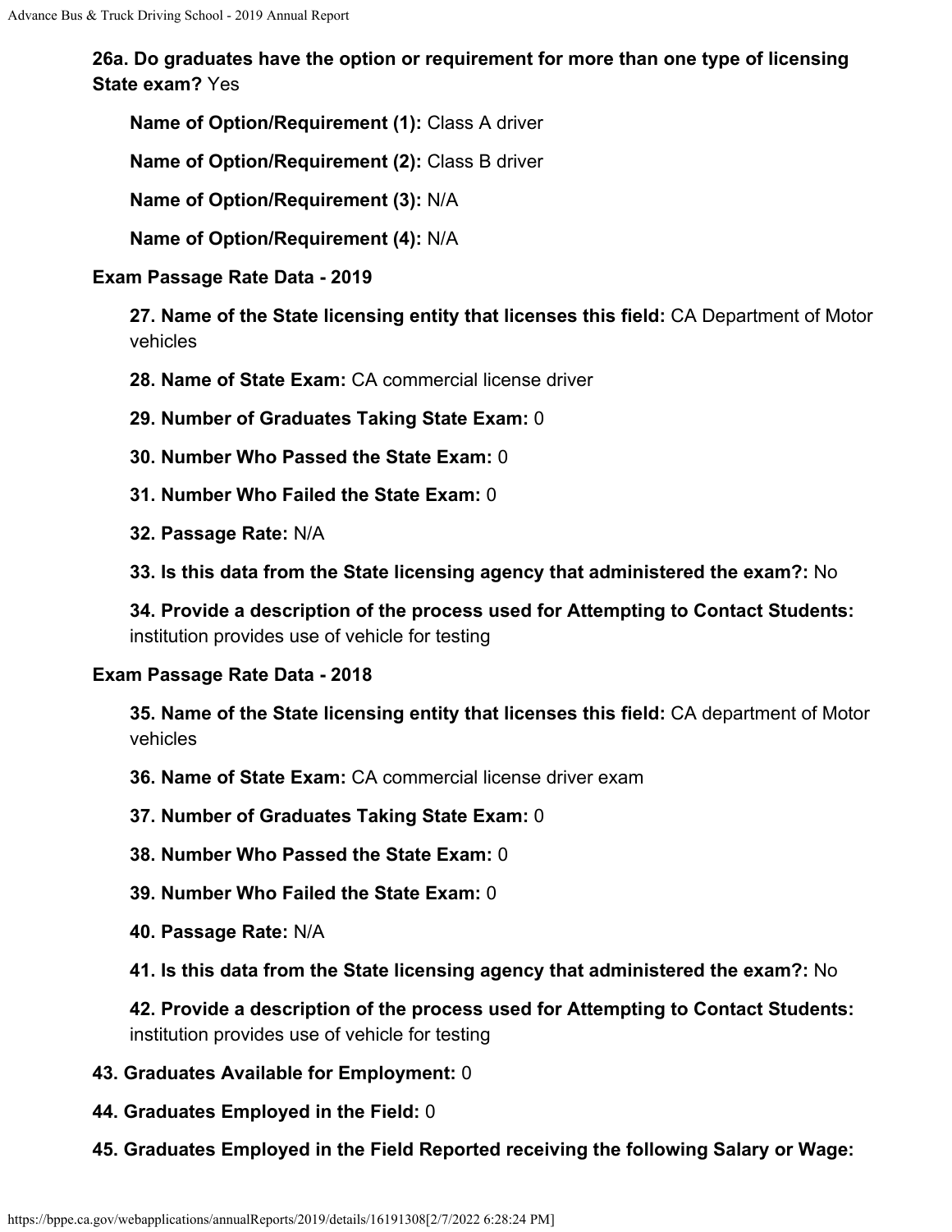**26a. Do graduates have the option or requirement for more than one type of licensing State exam?** Yes

**Name of Option/Requirement (1):** Class A driver

**Name of Option/Requirement (2):** Class B driver

**Name of Option/Requirement (3):** N/A

**Name of Option/Requirement (4):** N/A

**Exam Passage Rate Data - 2019**

**27. Name of the State licensing entity that licenses this field:** CA Department of Motor vehicles

**28. Name of State Exam:** CA commercial license driver

**29. Number of Graduates Taking State Exam:** 0

**30. Number Who Passed the State Exam:** 0

**31. Number Who Failed the State Exam:** 0

**32. Passage Rate:** N/A

**33. Is this data from the State licensing agency that administered the exam?:** No

**34. Provide a description of the process used for Attempting to Contact Students:** institution provides use of vehicle for testing

**Exam Passage Rate Data - 2018**

**35. Name of the State licensing entity that licenses this field:** CA department of Motor vehicles

**36. Name of State Exam:** CA commercial license driver exam

**37. Number of Graduates Taking State Exam:** 0

**38. Number Who Passed the State Exam:** 0

**39. Number Who Failed the State Exam:** 0

**40. Passage Rate:** N/A

**41. Is this data from the State licensing agency that administered the exam?:** No

**42. Provide a description of the process used for Attempting to Contact Students:** institution provides use of vehicle for testing

**43. Graduates Available for Employment:** 0

**44. Graduates Employed in the Field:** 0

**45. Graduates Employed in the Field Reported receiving the following Salary or Wage:**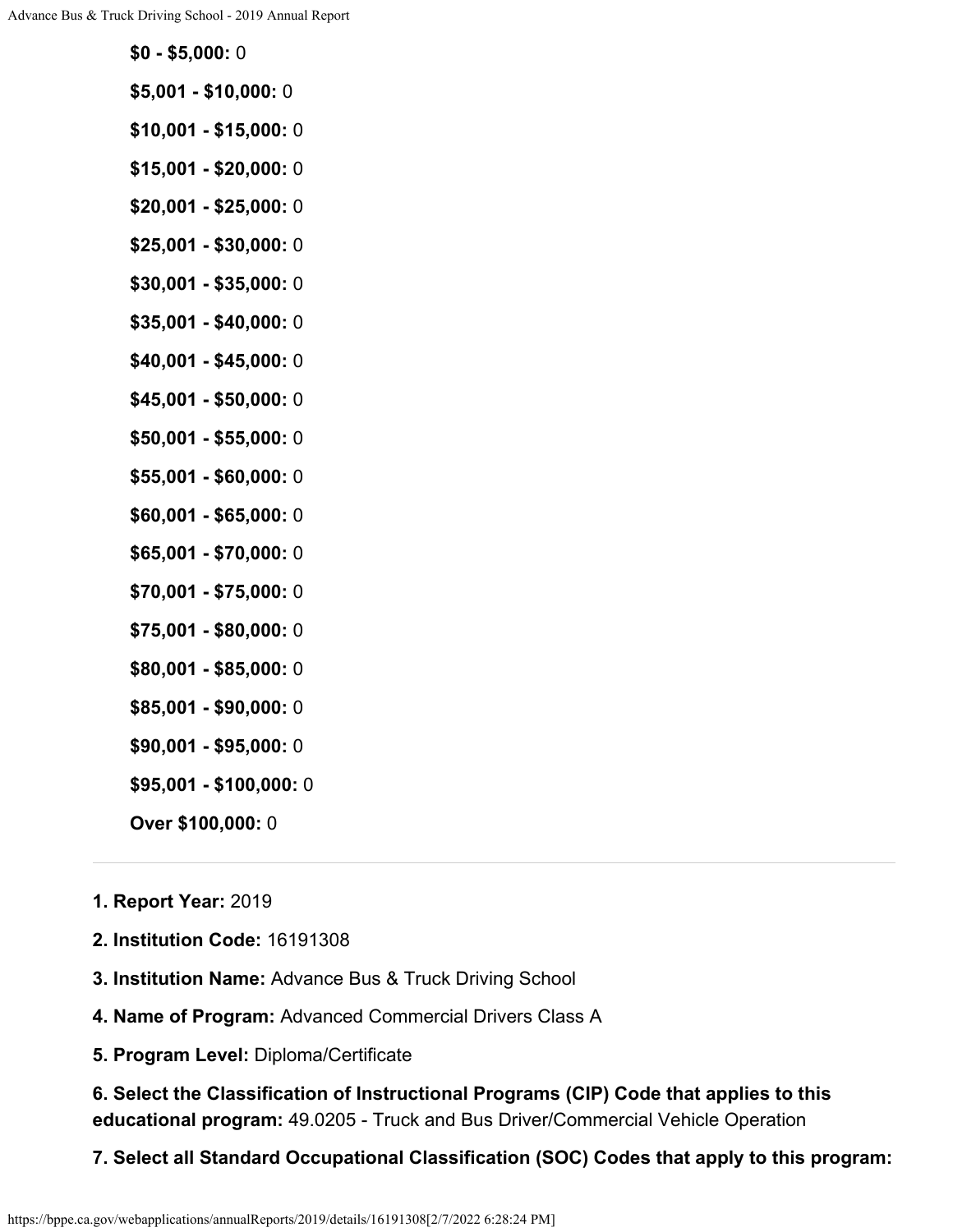**$0 - $5,000:** 0

**$5,001 - $10,000:** 0

**$10,001 - $15,000:** 0

**$15,001 - $20,000:** 0

**$20,001 - $25,000:** 0

**$25,001 - $30,000:** 0

**$30,001 - $35,000:** 0

**$35,001 - $40,000:** 0

**$40,001 - $45,000:** 0

**$45,001 - $50,000:** 0

**$50,001 - $55,000:** 0

**$55,001 - $60,000:** 0

**$60,001 - $65,000:** 0

**$65,001 - $70,000:** 0

**$70,001 - $75,000:** 0

**$75,001 - $80,000:** 0

**$80,001 - $85,000:** 0

**$85,001 - $90,000:** 0

**$90,001 - $95,000:** 0

**$95,001 - $100,000:** 0

**Over $100,000:** 0

---

**1. Report Year:** 2019

**2. Institution Code:** 16191308

**3. Institution Name:** Advance Bus & Truck Driving School

**4. Name of Program:** Advanced Commercial Drivers Class A

**5. Program Level:** Diploma/Certificate

**6. Select the Classification of Instructional Programs (CIP) Code that applies to this educational program:** 49.0205 - Truck and Bus Driver/Commercial Vehicle Operation

**7. Select all Standard Occupational Classification (SOC) Codes that apply to this program:**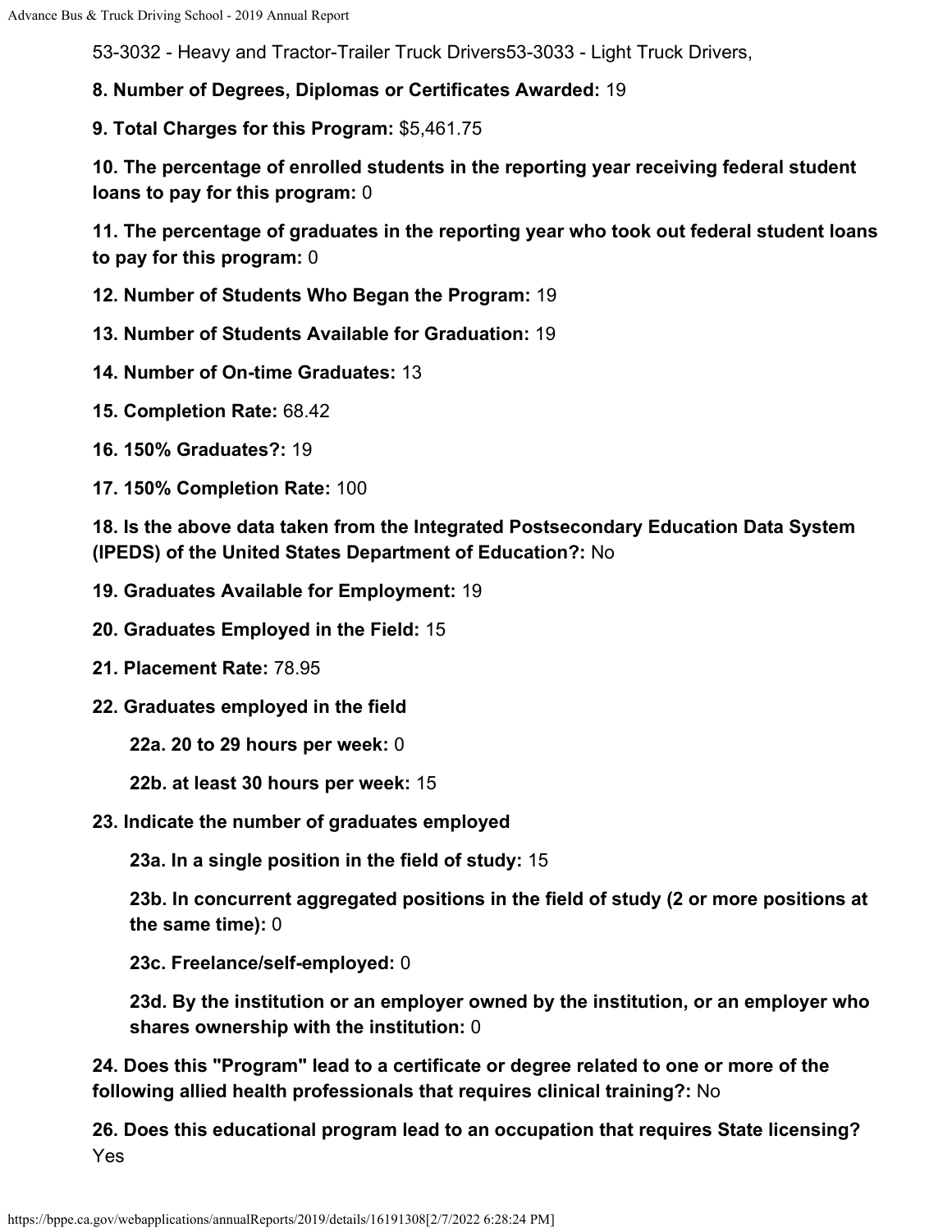53-3032 - Heavy and Tractor-Trailer Truck Drivers53-3033 - Light Truck Drivers,

**8. Number of Degrees, Diplomas or Certificates Awarded:** 19

**9. Total Charges for this Program:** $5,461.75

**10. The percentage of enrolled students in the reporting year receiving federal student loans to pay for this program:** 0

**11. The percentage of graduates in the reporting year who took out federal student loans to pay for this program:** 0

**12. Number of Students Who Began the Program:** 19

**13. Number of Students Available for Graduation:** 19

**14. Number of On-time Graduates:** 13

**15. Completion Rate:** 68.42

**16. 150% Graduates?:** 19

**17. 150% Completion Rate:** 100

**18. Is the above data taken from the Integrated Postsecondary Education Data System (IPEDS) of the United States Department of Education?:** No

**19. Graduates Available for Employment:** 19

**20. Graduates Employed in the Field:** 15

**21. Placement Rate:** 78.95

**22. Graduates employed in the field**

- **22a. 20 to 29 hours per week:** 0
- **22b. at least 30 hours per week:** 15

**23. Indicate the number of graduates employed**

- **23a. In a single position in the field of study:** 15
- **23b. In concurrent aggregated positions in the field of study (2 or more positions at the same time):** 0
- **23c. Freelance/self-employed:** 0
- **23d. By the institution or an employer owned by the institution, or an employer who shares ownership with the institution:** 0

**24. Does this "Program" lead to a certificate or degree related to one or more of the following allied health professionals that requires clinical training?:** No

**26. Does this educational program lead to an occupation that requires State licensing?** Yes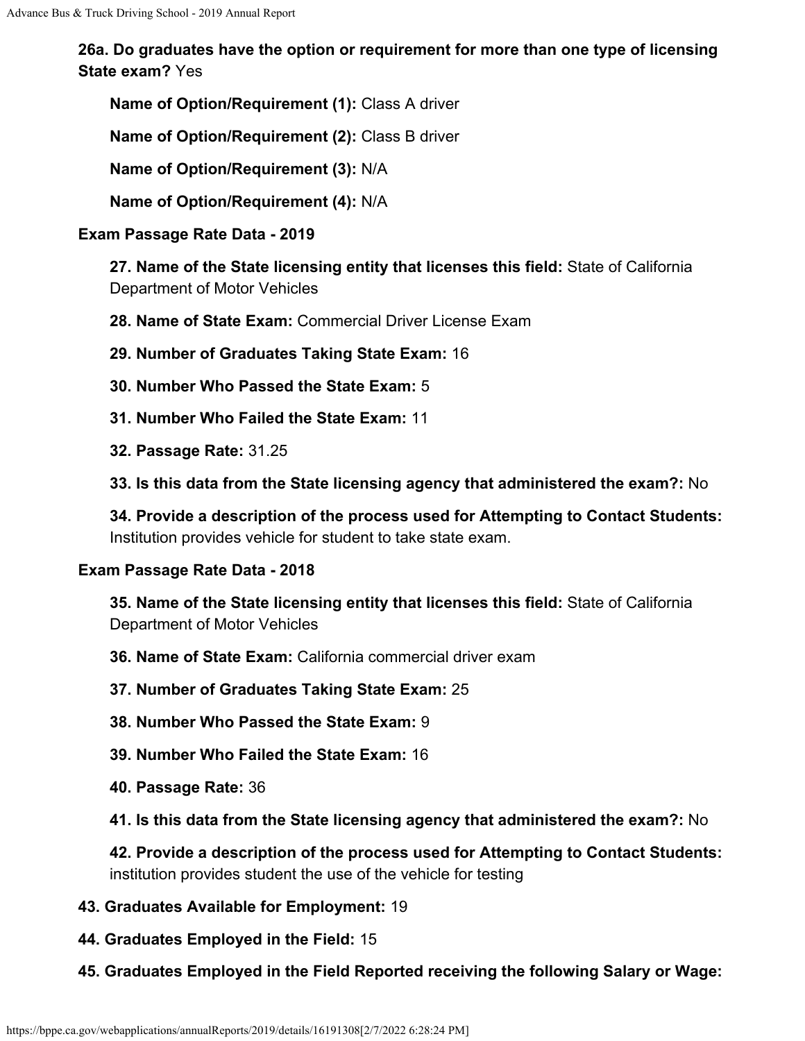**26a. Do graduates have the option or requirement for more than one type of licensing State exam?** Yes

**Name of Option/Requirement (1):** Class A driver

**Name of Option/Requirement (2):** Class B driver

**Name of Option/Requirement (3):** N/A

**Name of Option/Requirement (4):** N/A

**Exam Passage Rate Data - 2019**

**27. Name of the State licensing entity that licenses this field:** State of California Department of Motor Vehicles

**28. Name of State Exam:** Commercial Driver License Exam

**29. Number of Graduates Taking State Exam:** 16

**30. Number Who Passed the State Exam:** 5

**31. Number Who Failed the State Exam:** 11

**32. Passage Rate:** 31.25

**33. Is this data from the State licensing agency that administered the exam?:** No

**34. Provide a description of the process used for Attempting to Contact Students:** Institution provides vehicle for student to take state exam.

**Exam Passage Rate Data - 2018**

**35. Name of the State licensing entity that licenses this field:** State of California Department of Motor Vehicles

**36. Name of State Exam:** California commercial driver exam

**37. Number of Graduates Taking State Exam:** 25

**38. Number Who Passed the State Exam:** 9

**39. Number Who Failed the State Exam:** 16

**40. Passage Rate:** 36

**41. Is this data from the State licensing agency that administered the exam?:** No

**42. Provide a description of the process used for Attempting to Contact Students:** institution provides student the use of the vehicle for testing

**43. Graduates Available for Employment:** 19

**44. Graduates Employed in the Field:** 15

**45. Graduates Employed in the Field Reported receiving the following Salary or Wage:**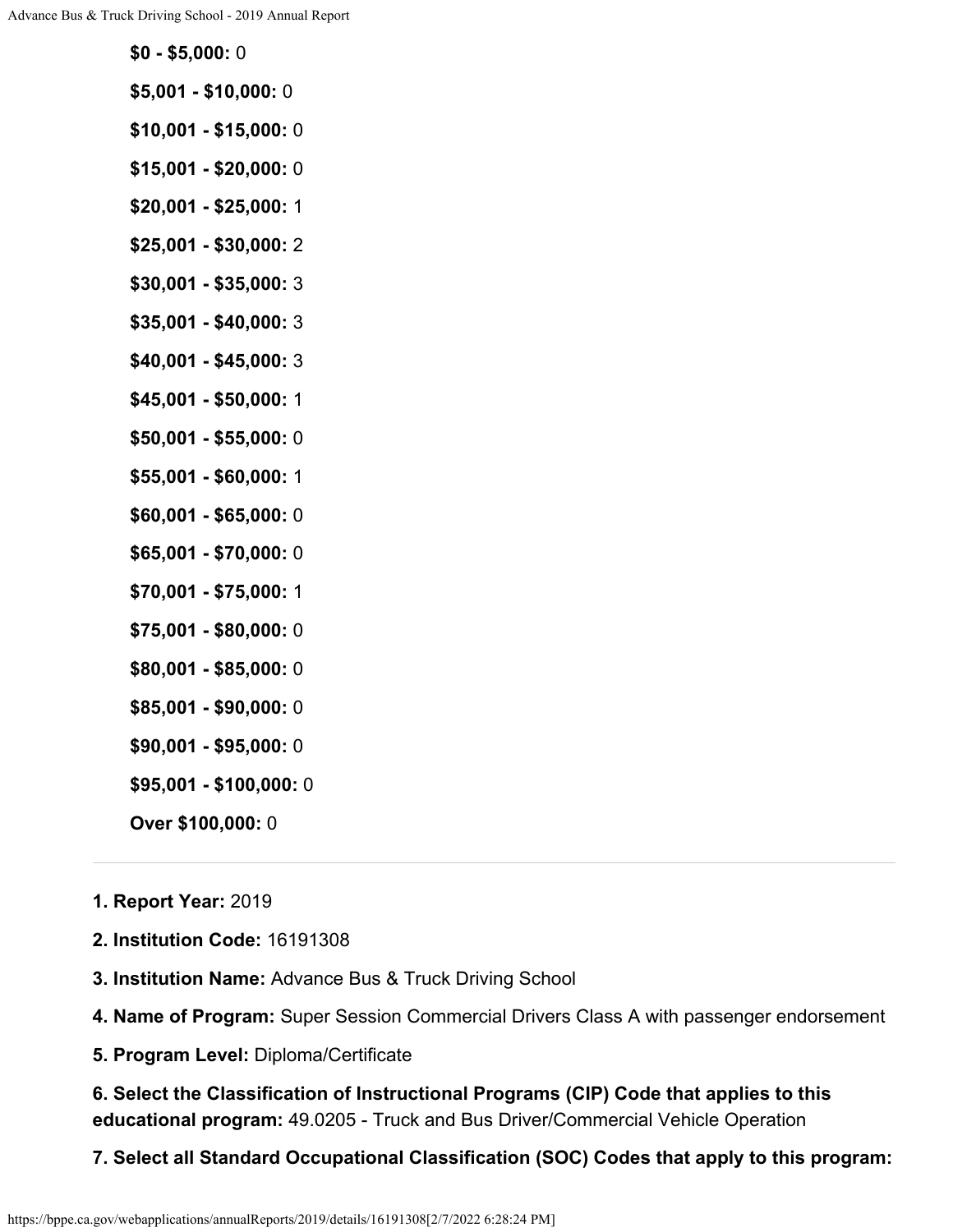**$0 - $5,000:** 0

**$5,001 - $10,000:** 0

**$10,001 - $15,000:** 0

**$15,001 - $20,000:** 0

**$20,001 - $25,000:** 1

**$25,001 - $30,000:** 2

**$30,001 - $35,000:** 3

**$35,001 - $40,000:** 3

**$40,001 - $45,000:** 3

**$45,001 - $50,000:** 1

**$50,001 - $55,000:** 0

**$55,001 - $60,000:** 1

**$60,001 - $65,000:** 0

**$65,001 - $70,000:** 0

**$70,001 - $75,000:** 1

**$75,001 - $80,000:** 0

**$80,001 - $85,000:** 0

**$85,001 - $90,000:** 0

**$90,001 - $95,000:** 0

**$95,001 - $100,000:** 0

**Over $100,000:** 0

---

**1. Report Year:** 2019

**2. Institution Code:** 16191308

**3. Institution Name:** Advance Bus & Truck Driving School

**4. Name of Program:** Super Session Commercial Drivers Class A with passenger endorsement

**5. Program Level:** Diploma/Certificate

**6. Select the Classification of Instructional Programs (CIP) Code that applies to this educational program:** 49.0205 - Truck and Bus Driver/Commercial Vehicle Operation

**7. Select all Standard Occupational Classification (SOC) Codes that apply to this program:**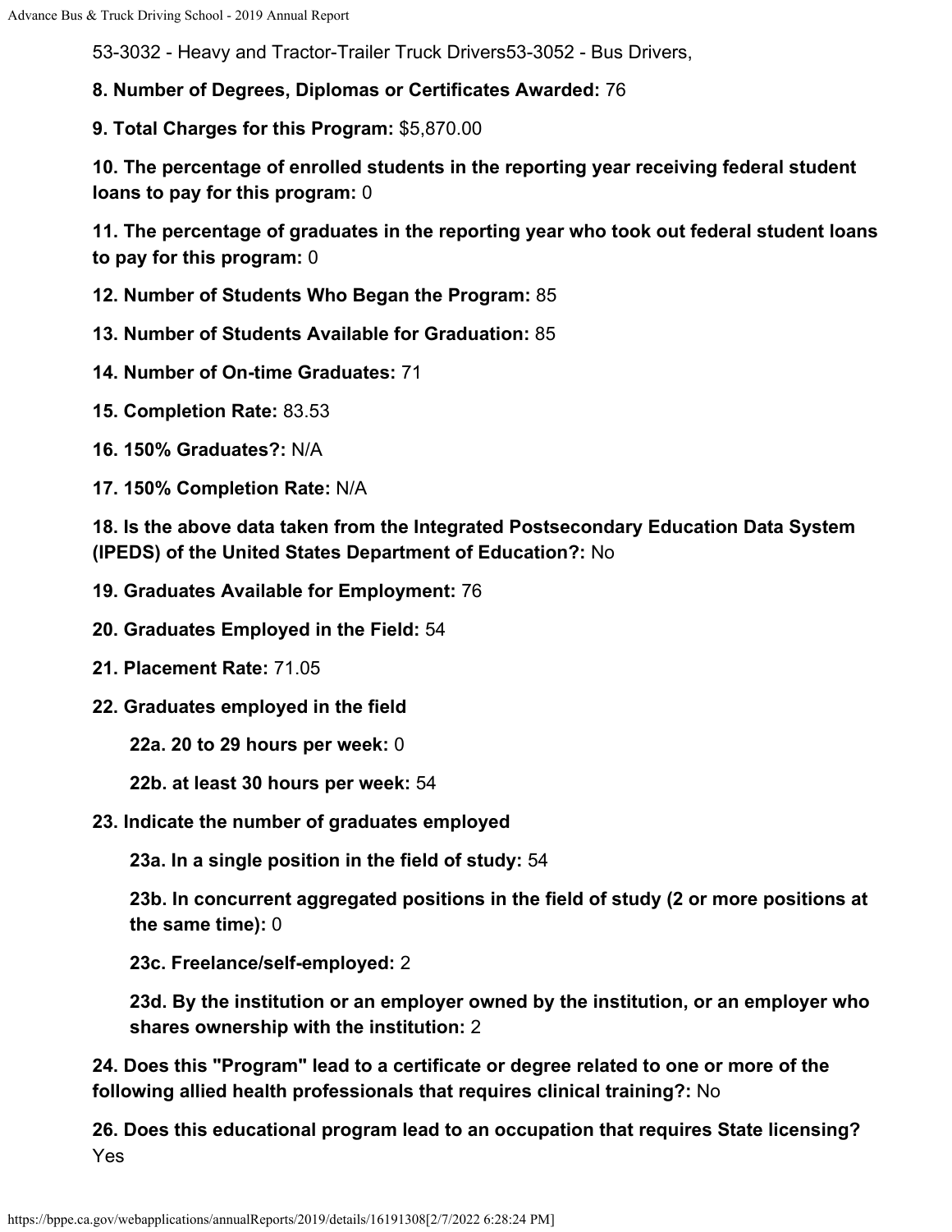53-3032 - Heavy and Tractor-Trailer Truck Drivers53-3052 - Bus Drivers,

**8. Number of Degrees, Diplomas or Certificates Awarded:** 76

**9. Total Charges for this Program:** $5,870.00

**10. The percentage of enrolled students in the reporting year receiving federal student loans to pay for this program:** 0

**11. The percentage of graduates in the reporting year who took out federal student loans to pay for this program:** 0

**12. Number of Students Who Began the Program:** 85

**13. Number of Students Available for Graduation:** 85

**14. Number of On-time Graduates:** 71

**15. Completion Rate:** 83.53

**16. 150% Graduates?:** N/A

**17. 150% Completion Rate:** N/A

**18. Is the above data taken from the Integrated Postsecondary Education Data System (IPEDS) of the United States Department of Education?:** No

**19. Graduates Available for Employment:** 76

**20. Graduates Employed in the Field:** 54

**21. Placement Rate:** 71.05

**22. Graduates employed in the field**

**22a. 20 to 29 hours per week:** 0

**22b. at least 30 hours per week:** 54

**23. Indicate the number of graduates employed**

**23a. In a single position in the field of study:** 54

**23b. In concurrent aggregated positions in the field of study (2 or more positions at the same time):** 0

**23c. Freelance/self-employed:** 2

**23d. By the institution or an employer owned by the institution, or an employer who shares ownership with the institution:** 2

**24. Does this "Program" lead to a certificate or degree related to one or more of the following allied health professionals that requires clinical training?:** No

**26. Does this educational program lead to an occupation that requires State licensing?** Yes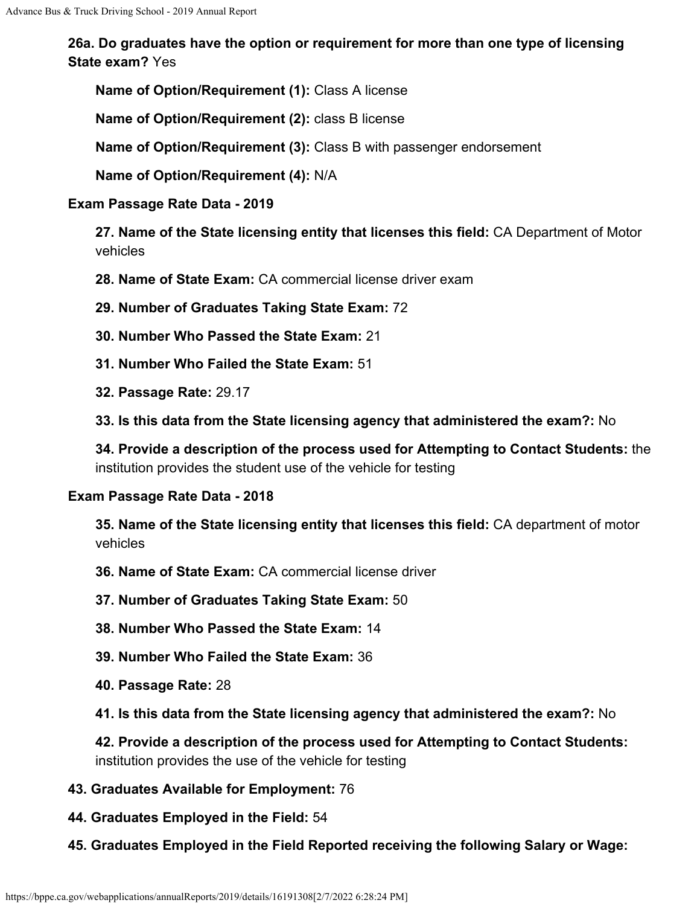**26a. Do graduates have the option or requirement for more than one type of licensing State exam?** Yes

**Name of Option/Requirement (1):** Class A license

**Name of Option/Requirement (2):** class B license

**Name of Option/Requirement (3):** Class B with passenger endorsement

**Name of Option/Requirement (4):** N/A

**Exam Passage Rate Data - 2019**

**27. Name of the State licensing entity that licenses this field:** CA Department of Motor vehicles

**28. Name of State Exam:** CA commercial license driver exam

**29. Number of Graduates Taking State Exam:** 72

**30. Number Who Passed the State Exam:** 21

**31. Number Who Failed the State Exam:** 51

**32. Passage Rate:** 29.17

**33. Is this data from the State licensing agency that administered the exam?:** No

**34. Provide a description of the process used for Attempting to Contact Students:** the institution provides the student use of the vehicle for testing

**Exam Passage Rate Data - 2018**

**35. Name of the State licensing entity that licenses this field:** CA department of motor vehicles

**36. Name of State Exam:** CA commercial license driver

**37. Number of Graduates Taking State Exam:** 50

**38. Number Who Passed the State Exam:** 14

**39. Number Who Failed the State Exam:** 36

**40. Passage Rate:** 28

**41. Is this data from the State licensing agency that administered the exam?:** No

**42. Provide a description of the process used for Attempting to Contact Students:** institution provides the use of the vehicle for testing

**43. Graduates Available for Employment:** 76

**44. Graduates Employed in the Field:** 54

**45. Graduates Employed in the Field Reported receiving the following Salary or Wage:**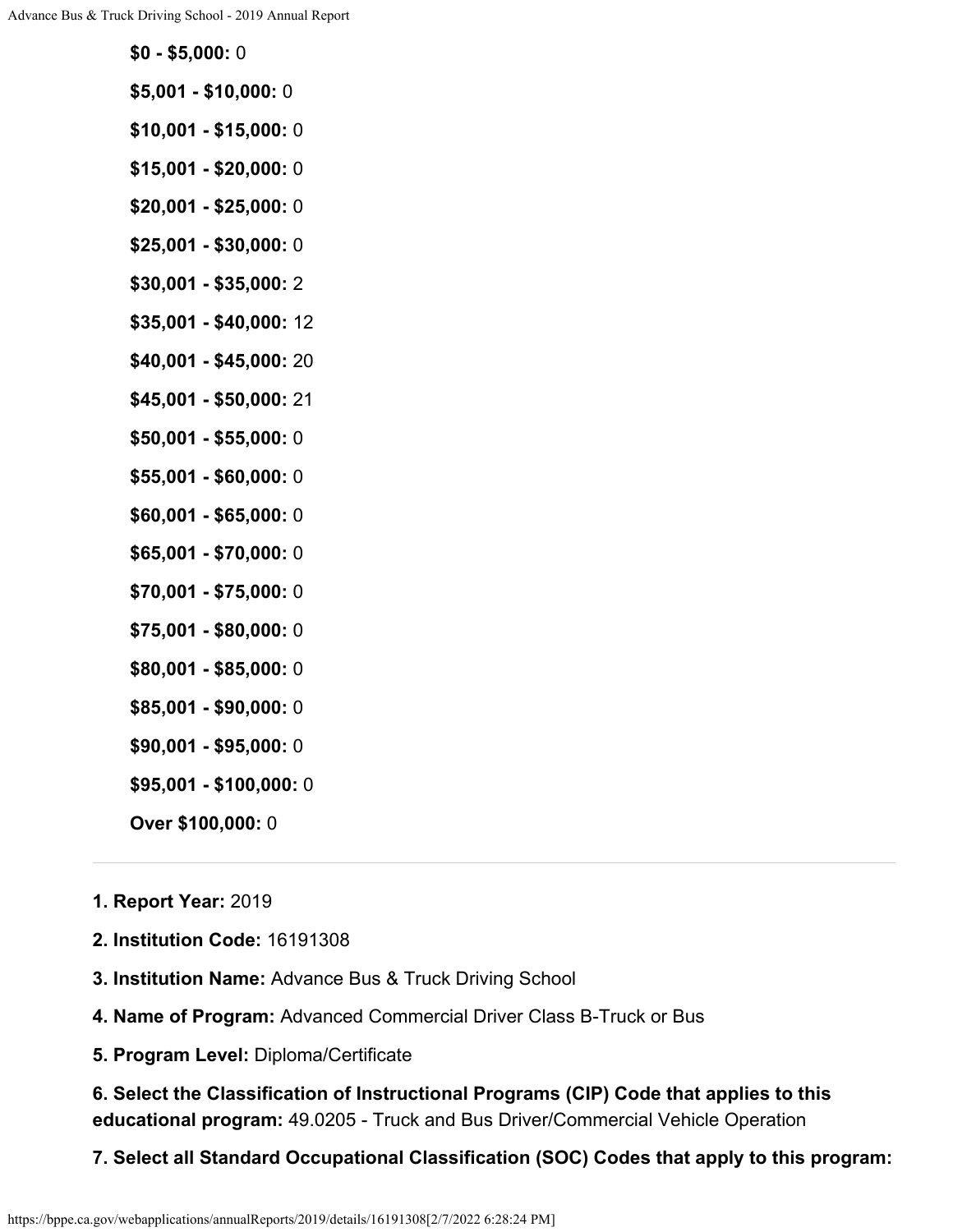**$0 - $5,000:** 0

**$5,001 - $10,000:** 0

**$10,001 - $15,000:** 0

**$15,001 - $20,000:** 0

**$20,001 - $25,000:** 0

**$25,001 - $30,000:** 0

**$30,001 - $35,000:** 2

**$35,001 - $40,000:** 12

**$40,001 - $45,000:** 20

**$45,001 - $50,000:** 21

**$50,001 - $55,000:** 0

**$55,001 - $60,000:** 0

**$60,001 - $65,000:** 0

**$65,001 - $70,000:** 0

**$70,001 - $75,000:** 0

**$75,001 - $80,000:** 0

**$80,001 - $85,000:** 0

**$85,001 - $90,000:** 0

**$90,001 - $95,000:** 0

**$95,001 - $100,000:** 0

**Over $100,000:** 0

---

**1. Report Year:** 2019

**2. Institution Code:** 16191308

**3. Institution Name:** Advance Bus & Truck Driving School

**4. Name of Program:** Advanced Commercial Driver Class B-Truck or Bus

**5. Program Level:** Diploma/Certificate

**6. Select the Classification of Instructional Programs (CIP) Code that applies to this educational program:** 49.0205 - Truck and Bus Driver/Commercial Vehicle Operation

**7. Select all Standard Occupational Classification (SOC) Codes that apply to this program:**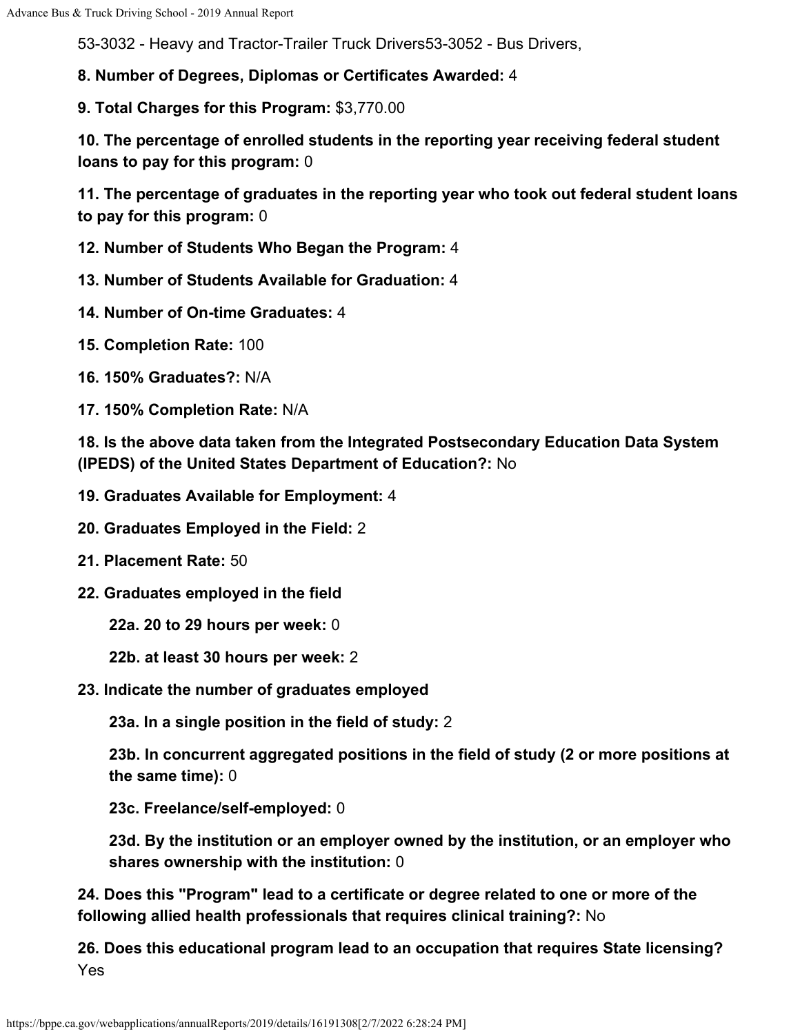53-3032 - Heavy and Tractor-Trailer Truck Drivers53-3052 - Bus Drivers,

**8. Number of Degrees, Diplomas or Certificates Awarded:** 4

**9. Total Charges for this Program:** $3,770.00

**10. The percentage of enrolled students in the reporting year receiving federal student loans to pay for this program:** 0

**11. The percentage of graduates in the reporting year who took out federal student loans to pay for this program:** 0

**12. Number of Students Who Began the Program:** 4

**13. Number of Students Available for Graduation:** 4

**14. Number of On-time Graduates:** 4

**15. Completion Rate:** 100

**16. 150% Graduates?:** N/A

**17. 150% Completion Rate:** N/A

**18. Is the above data taken from the Integrated Postsecondary Education Data System (IPEDS) of the United States Department of Education?:** No

**19. Graduates Available for Employment:** 4

**20. Graduates Employed in the Field:** 2

**21. Placement Rate:** 50

**22. Graduates employed in the field**

- **22a. 20 to 29 hours per week:** 0
- **22b. at least 30 hours per week:** 2

**23. Indicate the number of graduates employed**

- **23a. In a single position in the field of study:** 2
- **23b. In concurrent aggregated positions in the field of study (2 or more positions at the same time):** 0
- **23c. Freelance/self-employed:** 0
- **23d. By the institution or an employer owned by the institution, or an employer who shares ownership with the institution:** 0

**24. Does this "Program" lead to a certificate or degree related to one or more of the following allied health professionals that requires clinical training?:** No

**26. Does this educational program lead to an occupation that requires State licensing?** Yes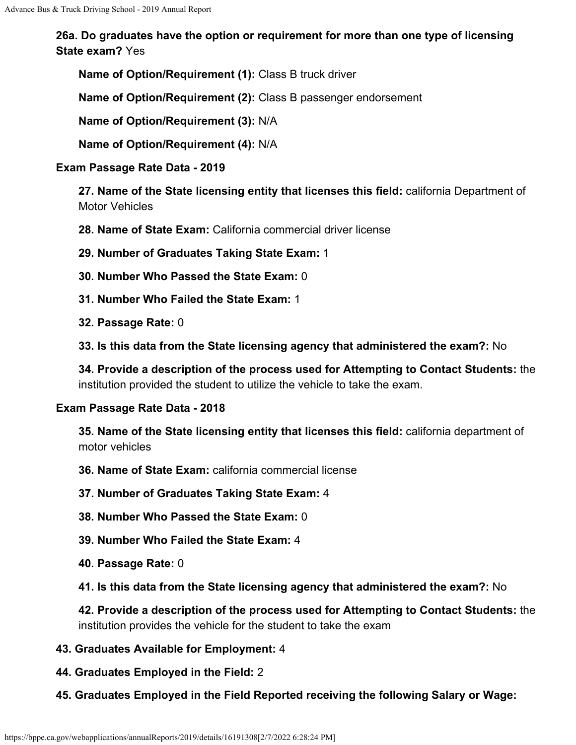**26a. Do graduates have the option or requirement for more than one type of licensing State exam?** Yes

**Name of Option/Requirement (1):** Class B truck driver

**Name of Option/Requirement (2):** Class B passenger endorsement

**Name of Option/Requirement (3):** N/A

**Name of Option/Requirement (4):** N/A

**Exam Passage Rate Data - 2019**

**27. Name of the State licensing entity that licenses this field:** california Department of Motor Vehicles

**28. Name of State Exam:** California commercial driver license

**29. Number of Graduates Taking State Exam:** 1

**30. Number Who Passed the State Exam:** 0

**31. Number Who Failed the State Exam:** 1

**32. Passage Rate:** 0

**33. Is this data from the State licensing agency that administered the exam?:** No

**34. Provide a description of the process used for Attempting to Contact Students:** the institution provided the student to utilize the vehicle to take the exam.

**Exam Passage Rate Data - 2018**

**35. Name of the State licensing entity that licenses this field:** california department of motor vehicles

**36. Name of State Exam:** california commercial license

**37. Number of Graduates Taking State Exam:** 4

**38. Number Who Passed the State Exam:** 0

**39. Number Who Failed the State Exam:** 4

**40. Passage Rate:** 0

**41. Is this data from the State licensing agency that administered the exam?:** No

**42. Provide a description of the process used for Attempting to Contact Students:** the institution provides the vehicle for the student to take the exam

**43. Graduates Available for Employment:** 4

**44. Graduates Employed in the Field:** 2

**45. Graduates Employed in the Field Reported receiving the following Salary or Wage:**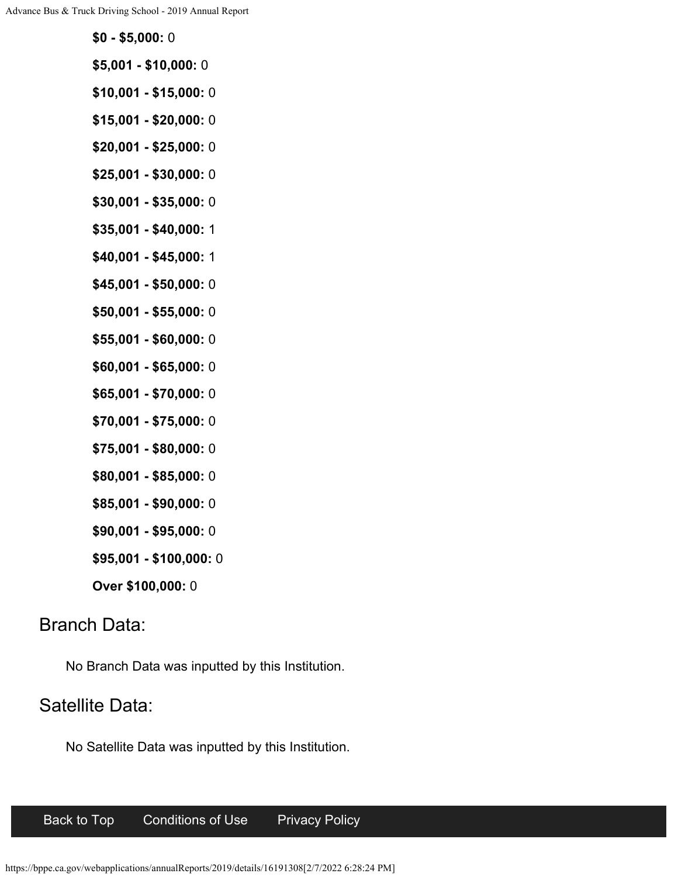**$0 - $5,000:** 0

**$5,001 - $10,000:** 0

**$10,001 - $15,000:** 0

**$15,001 - $20,000:** 0

**$20,001 - $25,000:** 0

**$25,001 - $30,000:** 0

**$30,001 - $35,000:** 0

**$35,001 - $40,000:** 1

**$40,001 - $45,000:** 1

**$45,001 - $50,000:** 0

**$50,001 - $55,000:** 0

**$55,001 - $60,000:** 0

**$60,001 - $65,000:** 0

**$65,001 - $70,000:** 0

**$70,001 - $75,000:** 0

**$75,001 - $80,000:** 0

**$80,001 - $85,000:** 0

**$85,001 - $90,000:** 0

**$90,001 - $95,000:** 0

**$95,001 - $100,000:** 0

**Over $100,000:** 0

## Branch Data:

No Branch Data was inputted by this Institution.

## Satellite Data:

No Satellite Data was inputted by this Institution.

Back to Top Conditions of Use Privacy Policy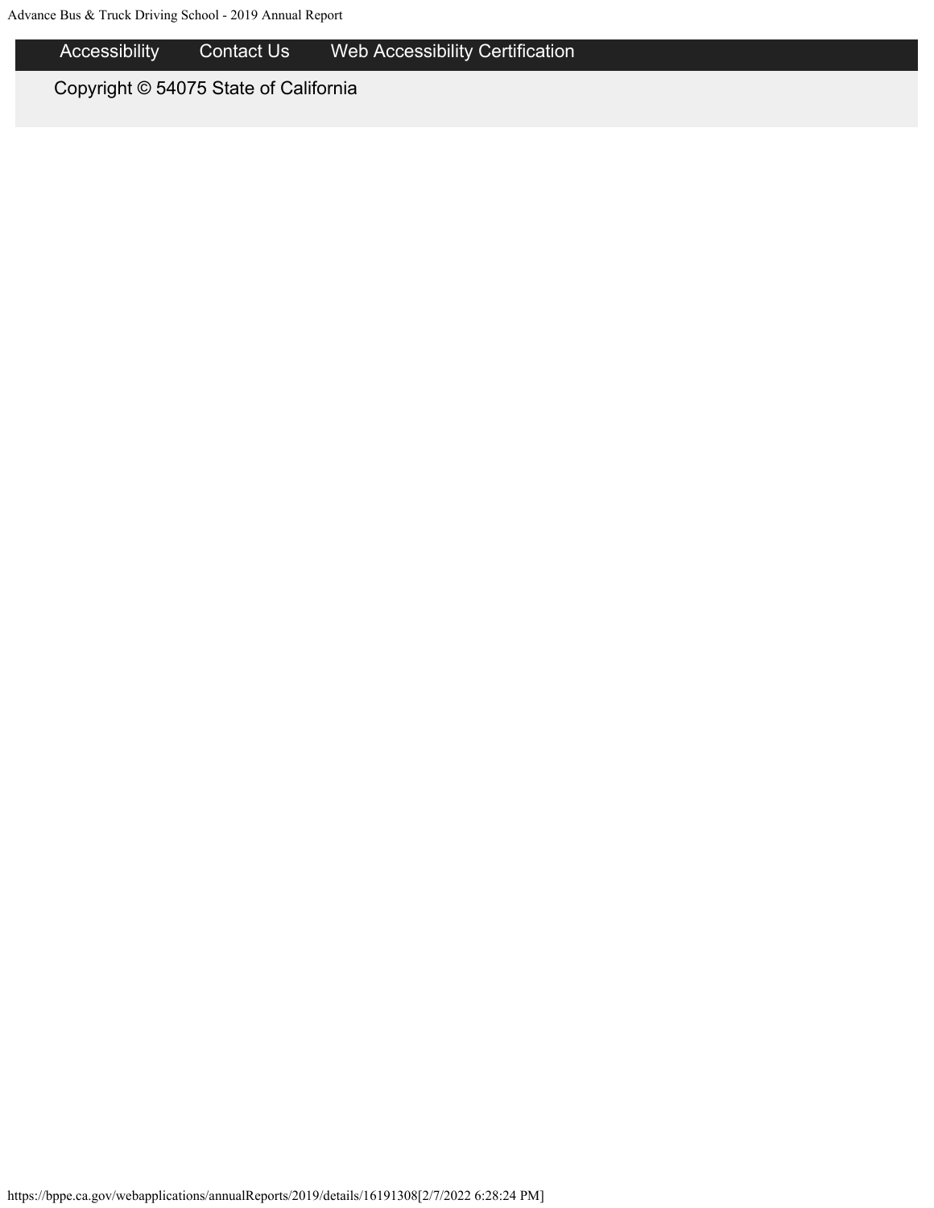Accessibility    Contact Us    Web Accessibility Certification

Copyright © 54075 State of California